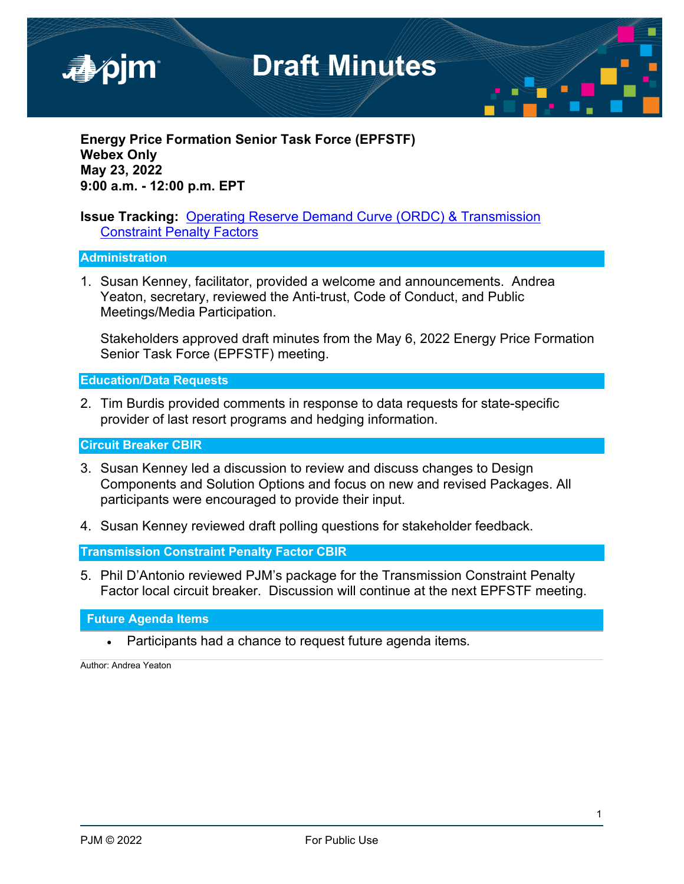# Draft Minutes

**Energy Price Formation Senior Task Force (EPFSTF)**
**Webex Only**
**May 23, 2022**
**9:00 a.m. - 12:00 p.m. EPT**

**Issue Tracking:** [Operating Reserve Demand Curve (ORDC) & Transmission Constraint Penalty Factors]()

## Administration

1. Susan Kenney, facilitator, provided a welcome and announcements. Andrea Yeaton, secretary, reviewed the Anti-trust, Code of Conduct, and Public Meetings/Media Participation.

   Stakeholders approved draft minutes from the May 6, 2022 Energy Price Formation Senior Task Force (EPFSTF) meeting.

## Education/Data Requests

2. Tim Burdis provided comments in response to data requests for state-specific provider of last resort programs and hedging information.

## Circuit Breaker CBIR

3. Susan Kenney led a discussion to review and discuss changes to Design Components and Solution Options and focus on new and revised Packages. All participants were encouraged to provide their input.

4. Susan Kenney reviewed draft polling questions for stakeholder feedback.

## Transmission Constraint Penalty Factor CBIR

5. Phil D'Antonio reviewed PJM's package for the Transmission Constraint Penalty Factor local circuit breaker. Discussion will continue at the next EPFSTF meeting.

## Future Agenda Items

- Participants had a chance to request future agenda items.

Author: Andrea Yeaton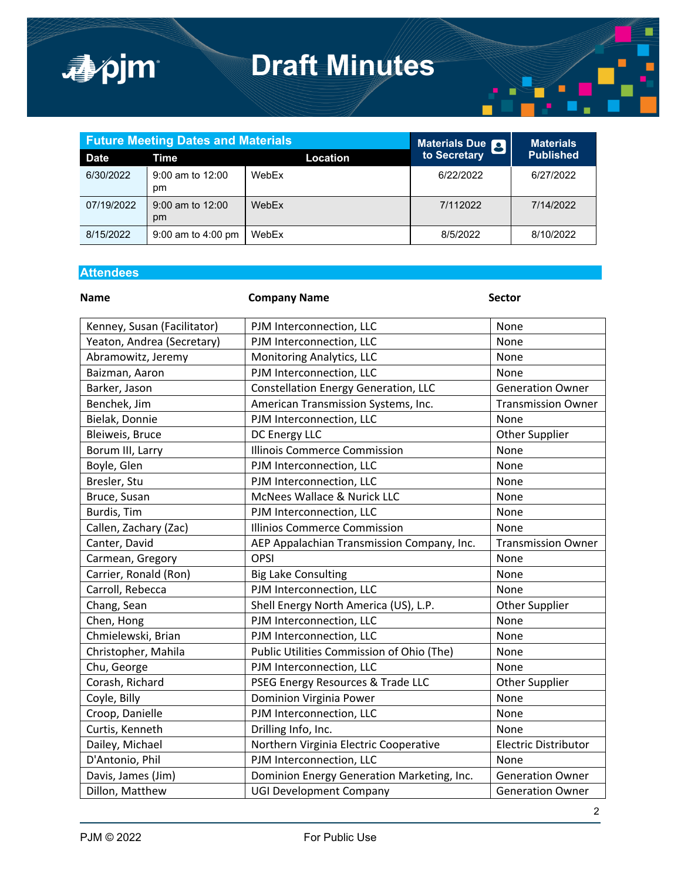# Draft Minutes

## Future Meeting Dates and Materials

| Date | Time | Location | Materials Due to Secretary | Materials Published |
|---|---|---|---|---|
| 6/30/2022 | 9:00 am to 12:00 pm | WebEx | 6/22/2022 | 6/27/2022 |
| 07/19/2022 | 9:00 am to 12:00 pm | WebEx | 7/112022 | 7/14/2022 |
| 8/15/2022 | 9:00 am to 4:00 pm | WebEx | 8/5/2022 | 8/10/2022 |

## Attendees

| Name | Company Name | Sector |
|---|---|---|
| Kenney, Susan (Facilitator) | PJM Interconnection, LLC | None |
| Yeaton, Andrea (Secretary) | PJM Interconnection, LLC | None |
| Abramowitz, Jeremy | Monitoring Analytics, LLC | None |
| Baizman, Aaron | PJM Interconnection, LLC | None |
| Barker, Jason | Constellation Energy Generation, LLC | Generation Owner |
| Benchek, Jim | American Transmission Systems, Inc. | Transmission Owner |
| Bielak, Donnie | PJM Interconnection, LLC | None |
| Bleiweis, Bruce | DC Energy LLC | Other Supplier |
| Borum III, Larry | Illinois Commerce Commission | None |
| Boyle, Glen | PJM Interconnection, LLC | None |
| Bresler, Stu | PJM Interconnection, LLC | None |
| Bruce, Susan | McNees Wallace & Nurick LLC | None |
| Burdis, Tim | PJM Interconnection, LLC | None |
| Callen, Zachary (Zac) | Illinios Commerce Commission | None |
| Canter, David | AEP Appalachian Transmission Company, Inc. | Transmission Owner |
| Carmean, Gregory | OPSI | None |
| Carrier, Ronald (Ron) | Big Lake Consulting | None |
| Carroll, Rebecca | PJM Interconnection, LLC | None |
| Chang, Sean | Shell Energy North America (US), L.P. | Other Supplier |
| Chen, Hong | PJM Interconnection, LLC | None |
| Chmielewski, Brian | PJM Interconnection, LLC | None |
| Christopher, Mahila | Public Utilities Commission of Ohio (The) | None |
| Chu, George | PJM Interconnection, LLC | None |
| Corash, Richard | PSEG Energy Resources & Trade LLC | Other Supplier |
| Coyle, Billy | Dominion Virginia Power | None |
| Croop, Danielle | PJM Interconnection, LLC | None |
| Curtis, Kenneth | Drilling Info, Inc. | None |
| Dailey, Michael | Northern Virginia Electric Cooperative | Electric Distributor |
| D'Antonio, Phil | PJM Interconnection, LLC | None |
| Davis, James (Jim) | Dominion Energy Generation Marketing, Inc. | Generation Owner |
| Dillon, Matthew | UGI Development Company | Generation Owner |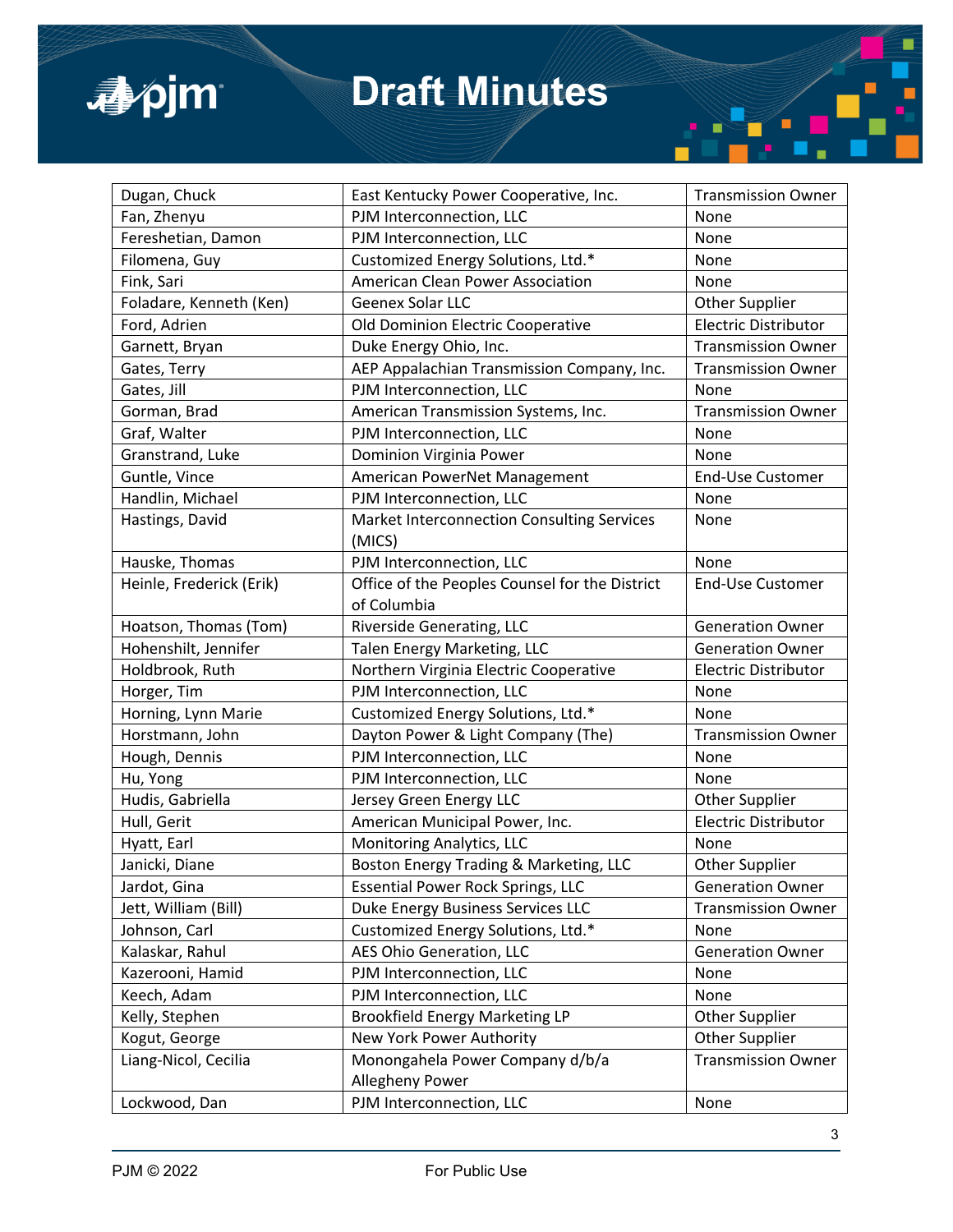| Dugan, Chuck | East Kentucky Power Cooperative, Inc. | Transmission Owner |
|---|---|---|
| Fan, Zhenyu | PJM Interconnection, LLC | None |
| Fereshetian, Damon | PJM Interconnection, LLC | None |
| Filomena, Guy | Customized Energy Solutions, Ltd.* | None |
| Fink, Sari | American Clean Power Association | None |
| Foladare, Kenneth (Ken) | Geenex Solar LLC | Other Supplier |
| Ford, Adrien | Old Dominion Electric Cooperative | Electric Distributor |
| Garnett, Bryan | Duke Energy Ohio, Inc. | Transmission Owner |
| Gates, Terry | AEP Appalachian Transmission Company, Inc. | Transmission Owner |
| Gates, Jill | PJM Interconnection, LLC | None |
| Gorman, Brad | American Transmission Systems, Inc. | Transmission Owner |
| Graf, Walter | PJM Interconnection, LLC | None |
| Granstrand, Luke | Dominion Virginia Power | None |
| Guntle, Vince | American PowerNet Management | End-Use Customer |
| Handlin, Michael | PJM Interconnection, LLC | None |
| Hastings, David | Market Interconnection Consulting Services (MICS) | None |
| Hauske, Thomas | PJM Interconnection, LLC | None |
| Heinle, Frederick (Erik) | Office of the Peoples Counsel for the District of Columbia | End-Use Customer |
| Hoatson, Thomas (Tom) | Riverside Generating, LLC | Generation Owner |
| Hohenshilt, Jennifer | Talen Energy Marketing, LLC | Generation Owner |
| Holdbrook, Ruth | Northern Virginia Electric Cooperative | Electric Distributor |
| Horger, Tim | PJM Interconnection, LLC | None |
| Horning, Lynn Marie | Customized Energy Solutions, Ltd.* | None |
| Horstmann, John | Dayton Power & Light Company (The) | Transmission Owner |
| Hough, Dennis | PJM Interconnection, LLC | None |
| Hu, Yong | PJM Interconnection, LLC | None |
| Hudis, Gabriella | Jersey Green Energy LLC | Other Supplier |
| Hull, Gerit | American Municipal Power, Inc. | Electric Distributor |
| Hyatt, Earl | Monitoring Analytics, LLC | None |
| Janicki, Diane | Boston Energy Trading & Marketing, LLC | Other Supplier |
| Jardot, Gina | Essential Power Rock Springs, LLC | Generation Owner |
| Jett, William (Bill) | Duke Energy Business Services LLC | Transmission Owner |
| Johnson, Carl | Customized Energy Solutions, Ltd.* | None |
| Kalaskar, Rahul | AES Ohio Generation, LLC | Generation Owner |
| Kazerooni, Hamid | PJM Interconnection, LLC | None |
| Keech, Adam | PJM Interconnection, LLC | None |
| Kelly, Stephen | Brookfield Energy Marketing LP | Other Supplier |
| Kogut, George | New York Power Authority | Other Supplier |
| Liang-Nicol, Cecilia | Monongahela Power Company d/b/a Allegheny Power | Transmission Owner |
| Lockwood, Dan | PJM Interconnection, LLC | None |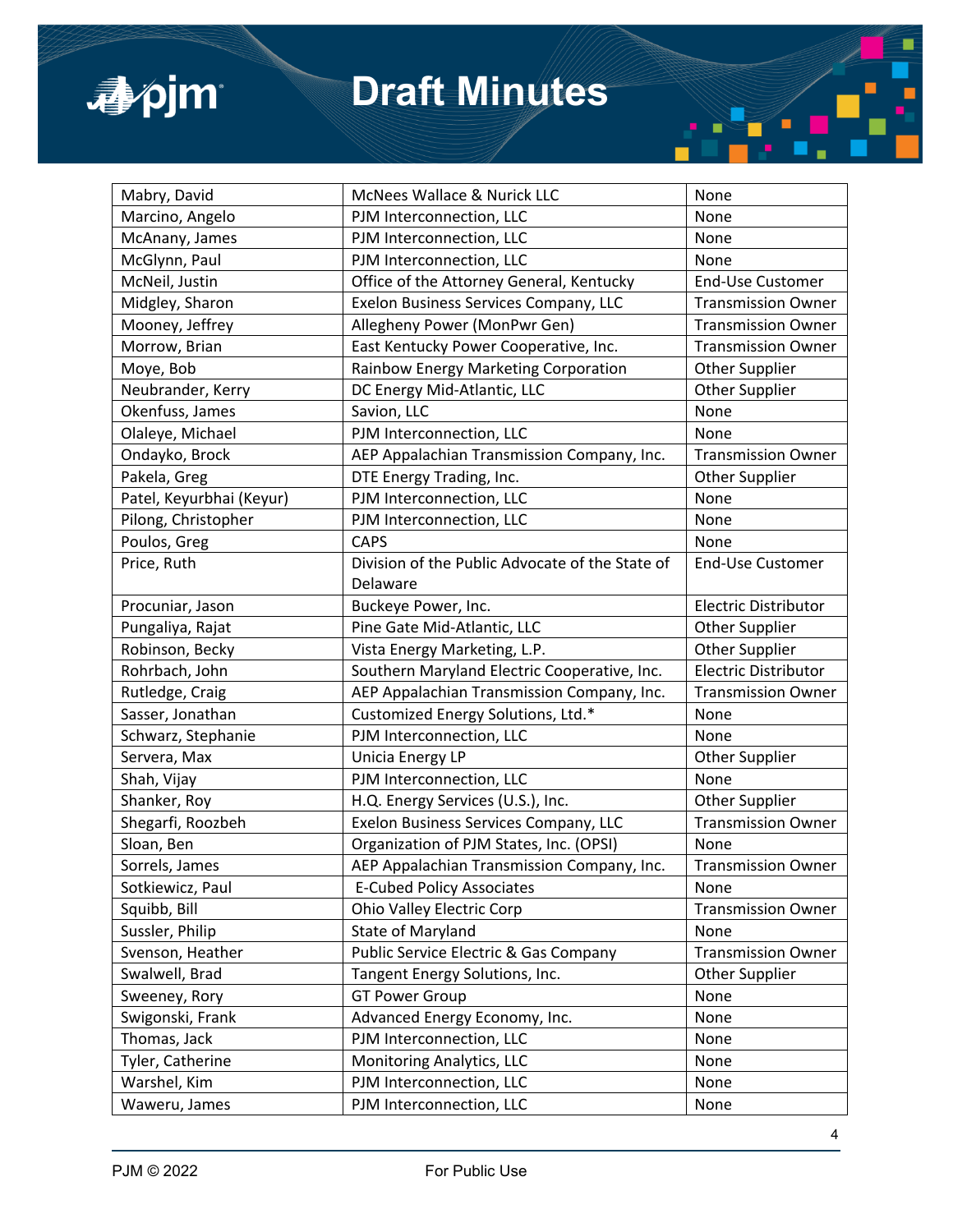| | | |
|---|---|---|
| Mabry, David | McNees Wallace & Nurick LLC | None |
| Marcino, Angelo | PJM Interconnection, LLC | None |
| McAnany, James | PJM Interconnection, LLC | None |
| McGlynn, Paul | PJM Interconnection, LLC | None |
| McNeil, Justin | Office of the Attorney General, Kentucky | End-Use Customer |
| Midgley, Sharon | Exelon Business Services Company, LLC | Transmission Owner |
| Mooney, Jeffrey | Allegheny Power (MonPwr Gen) | Transmission Owner |
| Morrow, Brian | East Kentucky Power Cooperative, Inc. | Transmission Owner |
| Moye, Bob | Rainbow Energy Marketing Corporation | Other Supplier |
| Neubrander, Kerry | DC Energy Mid-Atlantic, LLC | Other Supplier |
| Okenfuss, James | Savion, LLC | None |
| Olaleye, Michael | PJM Interconnection, LLC | None |
| Ondayko, Brock | AEP Appalachian Transmission Company, Inc. | Transmission Owner |
| Pakela, Greg | DTE Energy Trading, Inc. | Other Supplier |
| Patel, Keyurbhai (Keyur) | PJM Interconnection, LLC | None |
| Pilong, Christopher | PJM Interconnection, LLC | None |
| Poulos, Greg | CAPS | None |
| Price, Ruth | Division of the Public Advocate of the State of Delaware | End-Use Customer |
| Procuniar, Jason | Buckeye Power, Inc. | Electric Distributor |
| Pungaliya, Rajat | Pine Gate Mid-Atlantic, LLC | Other Supplier |
| Robinson, Becky | Vista Energy Marketing, L.P. | Other Supplier |
| Rohrbach, John | Southern Maryland Electric Cooperative, Inc. | Electric Distributor |
| Rutledge, Craig | AEP Appalachian Transmission Company, Inc. | Transmission Owner |
| Sasser, Jonathan | Customized Energy Solutions, Ltd.* | None |
| Schwarz, Stephanie | PJM Interconnection, LLC | None |
| Servera, Max | Unicia Energy LP | Other Supplier |
| Shah, Vijay | PJM Interconnection, LLC | None |
| Shanker, Roy | H.Q. Energy Services (U.S.), Inc. | Other Supplier |
| Shegarfi, Roozbeh | Exelon Business Services Company, LLC | Transmission Owner |
| Sloan, Ben | Organization of PJM States, Inc. (OPSI) | None |
| Sorrels, James | AEP Appalachian Transmission Company, Inc. | Transmission Owner |
| Sotkiewicz, Paul | E-Cubed Policy Associates | None |
| Squibb, Bill | Ohio Valley Electric Corp | Transmission Owner |
| Sussler, Philip | State of Maryland | None |
| Svenson, Heather | Public Service Electric & Gas Company | Transmission Owner |
| Swalwell, Brad | Tangent Energy Solutions, Inc. | Other Supplier |
| Sweeney, Rory | GT Power Group | None |
| Swigonski, Frank | Advanced Energy Economy, Inc. | None |
| Thomas, Jack | PJM Interconnection, LLC | None |
| Tyler, Catherine | Monitoring Analytics, LLC | None |
| Warshel, Kim | PJM Interconnection, LLC | None |
| Waweru, James | PJM Interconnection, LLC | None |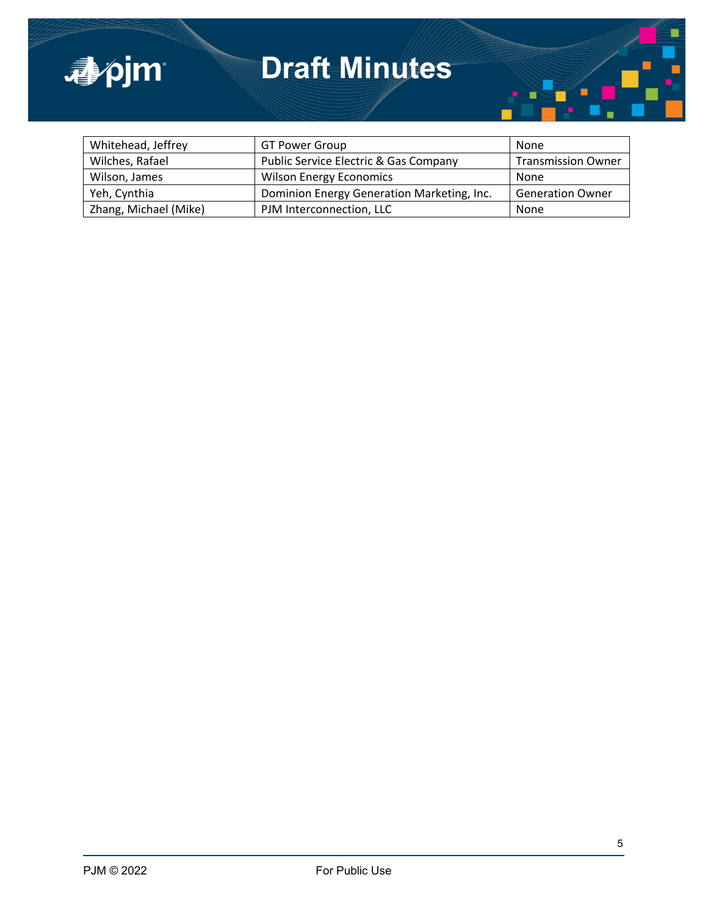| | | |
|---|---|---|
| Whitehead, Jeffrey | GT Power Group | None |
| Wilches, Rafael | Public Service Electric & Gas Company | Transmission Owner |
| Wilson, James | Wilson Energy Economics | None |
| Yeh, Cynthia | Dominion Energy Generation Marketing, Inc. | Generation Owner |
| Zhang, Michael (Mike) | PJM Interconnection, LLC | None |